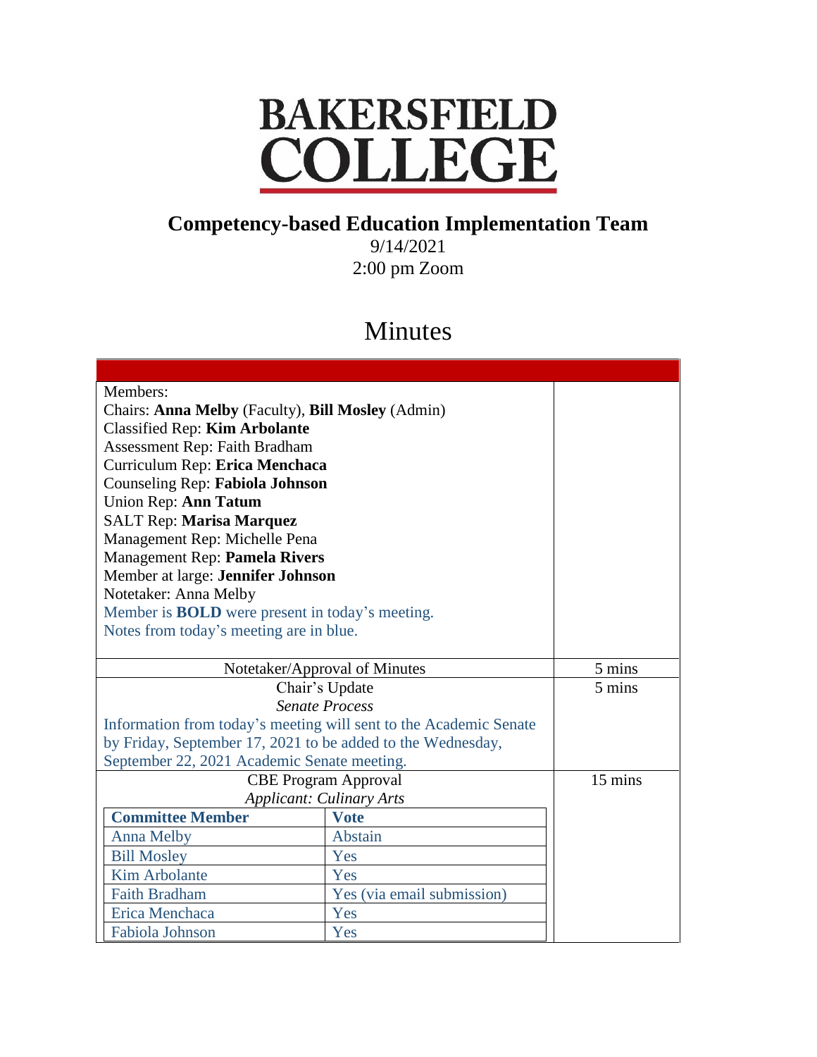# BAKERSFIELD COLLEGE

## Competency-based Education Implementation Team

9/14/2021

2:00 pm Zoom

# Minutes

| | |
|---|---|
| Members:<br>Chairs: **Anna Melby** (Faculty), **Bill Mosley** (Admin)<br>Classified Rep: **Kim Arbolante**<br>Assessment Rep: Faith Bradham<br>Curriculum Rep: **Erica Menchaca**<br>Counseling Rep: **Fabiola Johnson**<br>Union Rep: **Ann Tatum**<br>SALT Rep: **Marisa Marquez**<br>Management Rep: Michelle Pena<br>Management Rep: **Pamela Rivers**<br>Member at large: **Jennifer Johnson**<br>Notetaker: Anna Melby<br>Member is **BOLD** were present in today's meeting.<br>Notes from today's meeting are in blue. | |
| Notetaker/Approval of Minutes | 5 mins |
| Chair's Update<br>*Senate Process*<br>Information from today's meeting will sent to the Academic Senate by Friday, September 17, 2021 to be added to the Wednesday, September 22, 2021 Academic Senate meeting. | 5 mins |
| CBE Program Approval<br>*Applicant: Culinary Arts* | 15 mins |

| Committee Member | Vote |
|---|---|
| Anna Melby | Abstain |
| Bill Mosley | Yes |
| Kim Arbolante | Yes |
| Faith Bradham | Yes (via email submission) |
| Erica Menchaca | Yes |
| Fabiola Johnson | Yes |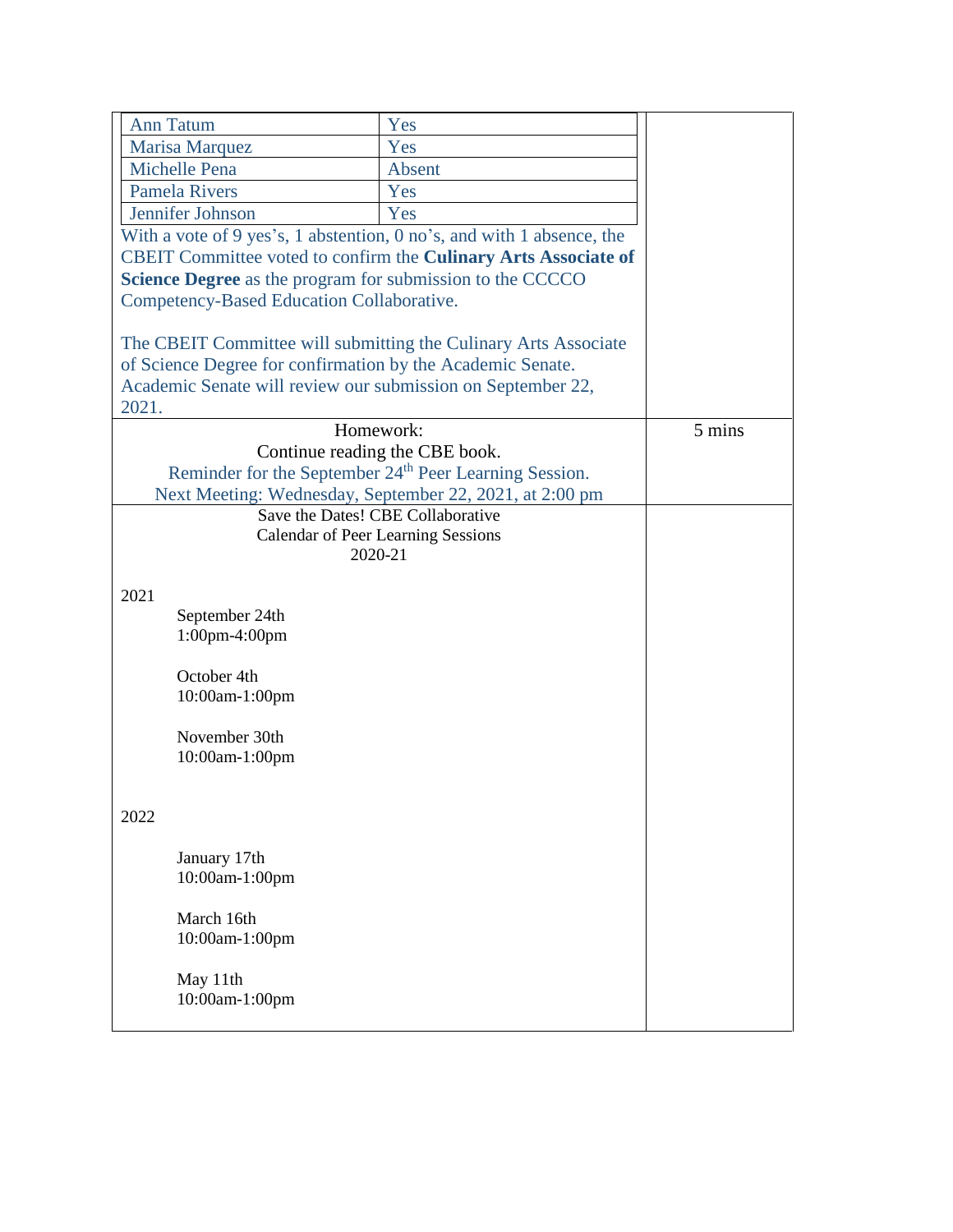| | |
|---|---|
| Ann Tatum | Yes |
| Marisa Marquez | Yes |
| Michelle Pena | Absent |
| Pamela Rivers | Yes |
| Jennifer Johnson | Yes |

With a vote of 9 yes's, 1 abstention, 0 no's, and with 1 absence, the CBEIT Committee voted to confirm the **Culinary Arts Associate of Science Degree** as the program for submission to the CCCCO Competency-Based Education Collaborative.

The CBEIT Committee will submitting the Culinary Arts Associate of Science Degree for confirmation by the Academic Senate. Academic Senate will review our submission on September 22, 2021.

| | |
|---|---|
| Homework:<br>Continue reading the CBE book.<br>Reminder for the September 24th Peer Learning Session.<br>Next Meeting: Wednesday, September 22, 2021, at 2:00 pm | 5 mins |

Save the Dates! CBE Collaborative
Calendar of Peer Learning Sessions
2020-21

2021

September 24th
1:00pm-4:00pm

October 4th
10:00am-1:00pm

November 30th
10:00am-1:00pm

2022

January 17th
10:00am-1:00pm

March 16th
10:00am-1:00pm

May 11th
10:00am-1:00pm